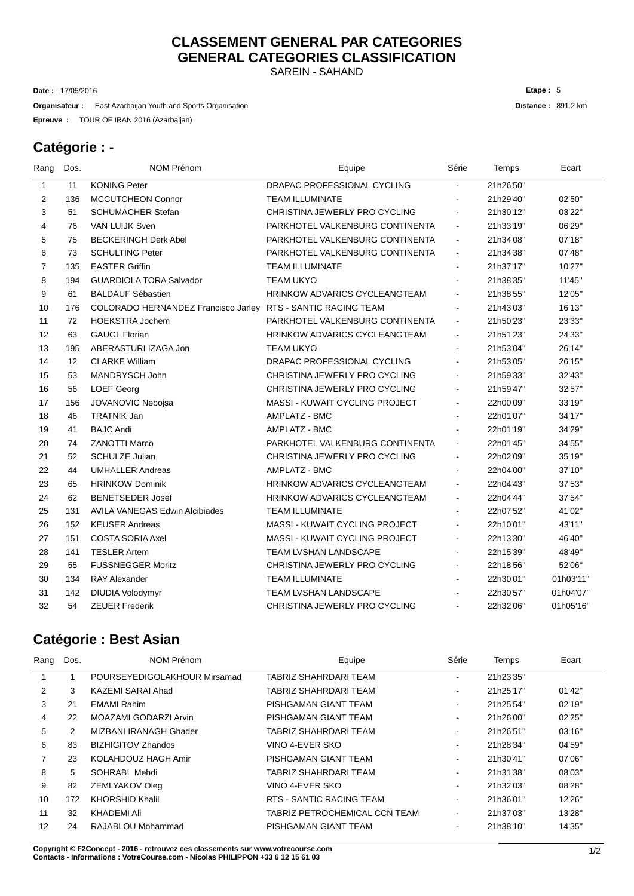# CLASSEMENT GENERAL PAR CATEGORIES
# GENERAL CATEGORIES CLASSIFICATION

SAREIN - SAHAND

**Date :** 17/05/2016

**Etape :** 5

**Organisateur :** East Azarbaijan Youth and Sports Organisation

**Distance :** 891.2 km

**Epreuve :** TOUR OF IRAN 2016 (Azarbaijan)

## Catégorie : -

| Rang | Dos. | NOM Prénom | Equipe | Série | Temps | Ecart |
|---|---|---|---|---|---|---|
| 1 | 11 | KONING Peter | DRAPAC PROFESSIONAL CYCLING | - | 21h26'50'' | |
| 2 | 136 | MCCUTCHEON Connor | TEAM ILLUMINATE | - | 21h29'40'' | 02'50'' |
| 3 | 51 | SCHUMACHER Stefan | CHRISTINA JEWERLY PRO CYCLING | - | 21h30'12'' | 03'22'' |
| 4 | 76 | VAN LUIJK Sven | PARKHOTEL VALKENBURG CONTINENTA | - | 21h33'19'' | 06'29'' |
| 5 | 75 | BECKERINGH Derk Abel | PARKHOTEL VALKENBURG CONTINENTA | - | 21h34'08'' | 07'18'' |
| 6 | 73 | SCHULTING Peter | PARKHOTEL VALKENBURG CONTINENTA | - | 21h34'38'' | 07'48'' |
| 7 | 135 | EASTER Griffin | TEAM ILLUMINATE | - | 21h37'17'' | 10'27'' |
| 8 | 194 | GUARDIOLA TORA Salvador | TEAM UKYO | - | 21h38'35'' | 11'45'' |
| 9 | 61 | BALDAUF Sébastien | HRINKOW ADVARICS CYCLEANGTEAM | - | 21h38'55'' | 12'05'' |
| 10 | 176 | COLORADO HERNANDEZ Francisco Jarley | RTS - SANTIC RACING TEAM | - | 21h43'03'' | 16'13'' |
| 11 | 72 | HOEKSTRA Jochem | PARKHOTEL VALKENBURG CONTINENTA | - | 21h50'23'' | 23'33'' |
| 12 | 63 | GAUGL Florian | HRINKOW ADVARICS CYCLEANGTEAM | - | 21h51'23'' | 24'33'' |
| 13 | 195 | ABERASTURI IZAGA Jon | TEAM UKYO | - | 21h53'04'' | 26'14'' |
| 14 | 12 | CLARKE William | DRAPAC PROFESSIONAL CYCLING | - | 21h53'05'' | 26'15'' |
| 15 | 53 | MANDRYSCH John | CHRISTINA JEWERLY PRO CYCLING | - | 21h59'33'' | 32'43'' |
| 16 | 56 | LOEF Georg | CHRISTINA JEWERLY PRO CYCLING | - | 21h59'47'' | 32'57'' |
| 17 | 156 | JOVANOVIC Nebojsa | MASSI - KUWAIT CYCLING PROJECT | - | 22h00'09'' | 33'19'' |
| 18 | 46 | TRATNIK Jan | AMPLATZ - BMC | - | 22h01'07'' | 34'17'' |
| 19 | 41 | BAJC Andi | AMPLATZ - BMC | - | 22h01'19'' | 34'29'' |
| 20 | 74 | ZANOTTI Marco | PARKHOTEL VALKENBURG CONTINENTA | - | 22h01'45'' | 34'55'' |
| 21 | 52 | SCHULZE Julian | CHRISTINA JEWERLY PRO CYCLING | - | 22h02'09'' | 35'19'' |
| 22 | 44 | UMHALLER Andreas | AMPLATZ - BMC | - | 22h04'00'' | 37'10'' |
| 23 | 65 | HRINKOW Dominik | HRINKOW ADVARICS CYCLEANGTEAM | - | 22h04'43'' | 37'53'' |
| 24 | 62 | BENETSEDER Josef | HRINKOW ADVARICS CYCLEANGTEAM | - | 22h04'44'' | 37'54'' |
| 25 | 131 | AVILA VANEGAS Edwin Alcibiades | TEAM ILLUMINATE | - | 22h07'52'' | 41'02'' |
| 26 | 152 | KEUSER Andreas | MASSI - KUWAIT CYCLING PROJECT | - | 22h10'01'' | 43'11'' |
| 27 | 151 | COSTA SORIA Axel | MASSI - KUWAIT CYCLING PROJECT | - | 22h13'30'' | 46'40'' |
| 28 | 141 | TESLER Artem | TEAM LVSHAN LANDSCAPE | - | 22h15'39'' | 48'49'' |
| 29 | 55 | FUSSNEGGER Moritz | CHRISTINA JEWERLY PRO CYCLING | - | 22h18'56'' | 52'06'' |
| 30 | 134 | RAY Alexander | TEAM ILLUMINATE | - | 22h30'01'' | 01h03'11'' |
| 31 | 142 | DIUDIA Volodymyr | TEAM LVSHAN LANDSCAPE | - | 22h30'57'' | 01h04'07'' |
| 32 | 54 | ZEUER Frederik | CHRISTINA JEWERLY PRO CYCLING | - | 22h32'06'' | 01h05'16'' |

## Catégorie : Best Asian

| Rang | Dos. | NOM Prénom | Equipe | Série | Temps | Ecart |
|---|---|---|---|---|---|---|
| 1 | 1 | POURSEYEDIGOLAKHOUR Mirsamad | TABRIZ SHAHRDARI TEAM | - | 21h23'35'' | |
| 2 | 3 | KAZEMI SARAI Ahad | TABRIZ SHAHRDARI TEAM | - | 21h25'17'' | 01'42'' |
| 3 | 21 | EMAMI Rahim | PISHGAMAN GIANT TEAM | - | 21h25'54'' | 02'19'' |
| 4 | 22 | MOAZAMI GODARZI Arvin | PISHGAMAN GIANT TEAM | - | 21h26'00'' | 02'25'' |
| 5 | 2 | MIZBANI IRANAGH Ghader | TABRIZ SHAHRDARI TEAM | - | 21h26'51'' | 03'16'' |
| 6 | 83 | BIZHIGITOV Zhandos | VINO 4-EVER SKO | - | 21h28'34'' | 04'59'' |
| 7 | 23 | KOLAHDOUZ HAGH Amir | PISHGAMAN GIANT TEAM | - | 21h30'41'' | 07'06'' |
| 8 | 5 | SOHRABI Mehdi | TABRIZ SHAHRDARI TEAM | - | 21h31'38'' | 08'03'' |
| 9 | 82 | ZEMLYAKOV Oleg | VINO 4-EVER SKO | - | 21h32'03'' | 08'28'' |
| 10 | 172 | KHORSHID Khalil | RTS - SANTIC RACING TEAM | - | 21h36'01'' | 12'26'' |
| 11 | 32 | KHADEMI Ali | TABRIZ PETROCHEMICAL CCN TEAM | - | 21h37'03'' | 13'28'' |
| 12 | 24 | RAJABLOU Mohammad | PISHGAMAN GIANT TEAM | - | 21h38'10'' | 14'35'' |

**Copyright © F2Concept - 2016 - retrouvez ces classements sur www.votrecourse.com**
**Contacts - Informations : VotreCourse.com - Nicolas PHILIPPON +33 6 12 15 61 03**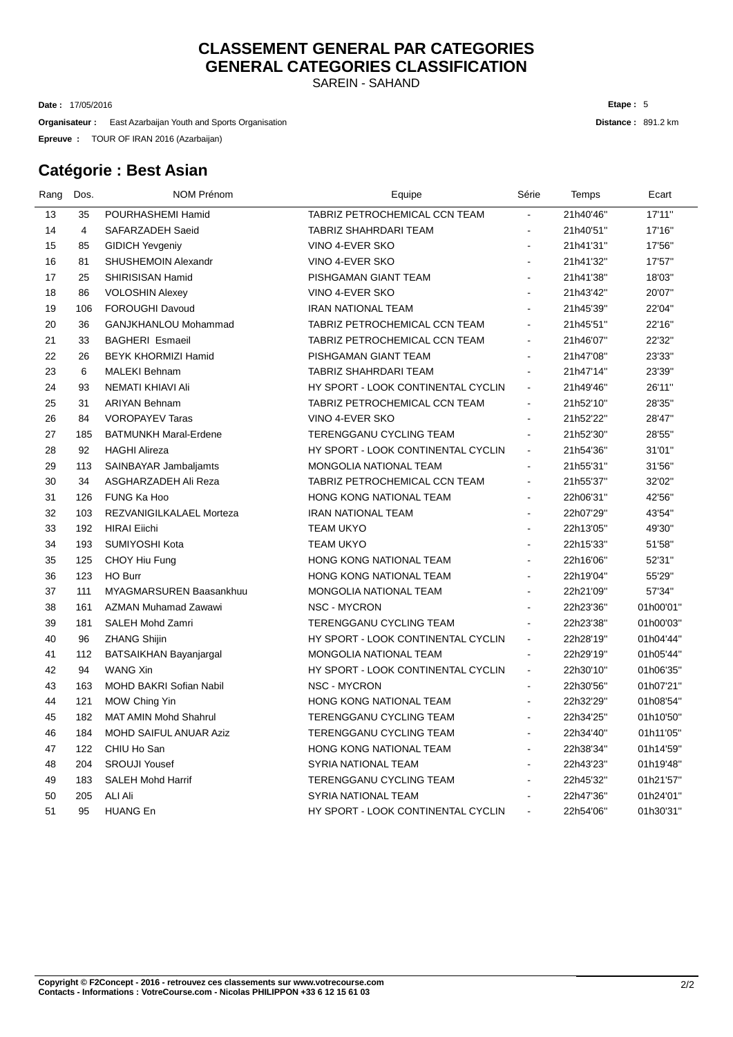# CLASSEMENT GENERAL PAR CATEGORIES
# GENERAL CATEGORIES CLASSIFICATION

SAREIN - SAHAND

**Date :** 17/05/2016

**Organisateur :** East Azarbaijan Youth and Sports Organisation

**Epreuve :** TOUR OF IRAN 2016 (Azarbaijan)

**Etape :** 5

**Distance :** 891.2 km

## Catégorie : Best Asian

| Rang | Dos. | NOM Prénom | Equipe | Série | Temps | Ecart |
|---|---|---|---|---|---|---|
| 13 | 35 | POURHASHEMI Hamid | TABRIZ PETROCHEMICAL CCN TEAM | - | 21h40'46'' | 17'11'' |
| 14 | 4 | SAFARZADEH Saeid | TABRIZ SHAHRDARI TEAM | - | 21h40'51'' | 17'16'' |
| 15 | 85 | GIDICH Yevgeniy | VINO 4-EVER SKO | - | 21h41'31'' | 17'56'' |
| 16 | 81 | SHUSHEMOIN Alexandr | VINO 4-EVER SKO | - | 21h41'32'' | 17'57'' |
| 17 | 25 | SHIRISISAN Hamid | PISHGAMAN GIANT TEAM | - | 21h41'38'' | 18'03'' |
| 18 | 86 | VOLOSHIN Alexey | VINO 4-EVER SKO | - | 21h43'42'' | 20'07'' |
| 19 | 106 | FOROUGHI Davoud | IRAN NATIONAL TEAM | - | 21h45'39'' | 22'04'' |
| 20 | 36 | GANJKHANLOU Mohammad | TABRIZ PETROCHEMICAL CCN TEAM | - | 21h45'51'' | 22'16'' |
| 21 | 33 | BAGHERI Esmaeil | TABRIZ PETROCHEMICAL CCN TEAM | - | 21h46'07'' | 22'32'' |
| 22 | 26 | BEYK KHORMIZI Hamid | PISHGAMAN GIANT TEAM | - | 21h47'08'' | 23'33'' |
| 23 | 6 | MALEKI Behnam | TABRIZ SHAHRDARI TEAM | - | 21h47'14'' | 23'39'' |
| 24 | 93 | NEMATI KHIAVI Ali | HY SPORT - LOOK CONTINENTAL CYCLIN | - | 21h49'46'' | 26'11'' |
| 25 | 31 | ARIYAN Behnam | TABRIZ PETROCHEMICAL CCN TEAM | - | 21h52'10'' | 28'35'' |
| 26 | 84 | VOROPAYEV Taras | VINO 4-EVER SKO | - | 21h52'22'' | 28'47'' |
| 27 | 185 | BATMUNKH Maral-Erdene | TERENGGANU CYCLING TEAM | - | 21h52'30'' | 28'55'' |
| 28 | 92 | HAGHI Alireza | HY SPORT - LOOK CONTINENTAL CYCLIN | - | 21h54'36'' | 31'01'' |
| 29 | 113 | SAINBAYAR Jambaljamts | MONGOLIA NATIONAL TEAM | - | 21h55'31'' | 31'56'' |
| 30 | 34 | ASGHARZADEH Ali Reza | TABRIZ PETROCHEMICAL CCN TEAM | - | 21h55'37'' | 32'02'' |
| 31 | 126 | FUNG Ka Hoo | HONG KONG NATIONAL TEAM | - | 22h06'31'' | 42'56'' |
| 32 | 103 | REZVANIGILKALAEL Morteza | IRAN NATIONAL TEAM | - | 22h07'29'' | 43'54'' |
| 33 | 192 | HIRAI Eiichi | TEAM UKYO | - | 22h13'05'' | 49'30'' |
| 34 | 193 | SUMIYOSHI Kota | TEAM UKYO | - | 22h15'33'' | 51'58'' |
| 35 | 125 | CHOY Hiu Fung | HONG KONG NATIONAL TEAM | - | 22h16'06'' | 52'31'' |
| 36 | 123 | HO Burr | HONG KONG NATIONAL TEAM | - | 22h19'04'' | 55'29'' |
| 37 | 111 | MYAGMARSUREN Baasankhuu | MONGOLIA NATIONAL TEAM | - | 22h21'09'' | 57'34'' |
| 38 | 161 | AZMAN Muhamad Zawawi | NSC - MYCRON | - | 22h23'36'' | 01h00'01'' |
| 39 | 181 | SALEH Mohd Zamri | TERENGGANU CYCLING TEAM | - | 22h23'38'' | 01h00'03'' |
| 40 | 96 | ZHANG Shijin | HY SPORT - LOOK CONTINENTAL CYCLIN | - | 22h28'19'' | 01h04'44'' |
| 41 | 112 | BATSAIKHAN Bayanjargal | MONGOLIA NATIONAL TEAM | - | 22h29'19'' | 01h05'44'' |
| 42 | 94 | WANG Xin | HY SPORT - LOOK CONTINENTAL CYCLIN | - | 22h30'10'' | 01h06'35'' |
| 43 | 163 | MOHD BAKRI Sofian Nabil | NSC - MYCRON | - | 22h30'56'' | 01h07'21'' |
| 44 | 121 | MOW Ching Yin | HONG KONG NATIONAL TEAM | - | 22h32'29'' | 01h08'54'' |
| 45 | 182 | MAT AMIN Mohd Shahrul | TERENGGANU CYCLING TEAM | - | 22h34'25'' | 01h10'50'' |
| 46 | 184 | MOHD SAIFUL ANUAR Aziz | TERENGGANU CYCLING TEAM | - | 22h34'40'' | 01h11'05'' |
| 47 | 122 | CHIU Ho San | HONG KONG NATIONAL TEAM | - | 22h38'34'' | 01h14'59'' |
| 48 | 204 | SROUJI Yousef | SYRIA NATIONAL TEAM | - | 22h43'23'' | 01h19'48'' |
| 49 | 183 | SALEH Mohd Harrif | TERENGGANU CYCLING TEAM | - | 22h45'32'' | 01h21'57'' |
| 50 | 205 | ALI Ali | SYRIA NATIONAL TEAM | - | 22h47'36'' | 01h24'01'' |
| 51 | 95 | HUANG En | HY SPORT - LOOK CONTINENTAL CYCLIN | - | 22h54'06'' | 01h30'31'' |

**Copyright © F2Concept - 2016 - retrouvez ces classements sur www.votrecourse.com**
**Contacts - Informations : VotreCourse.com - Nicolas PHILIPPON +33 6 12 15 61 03**